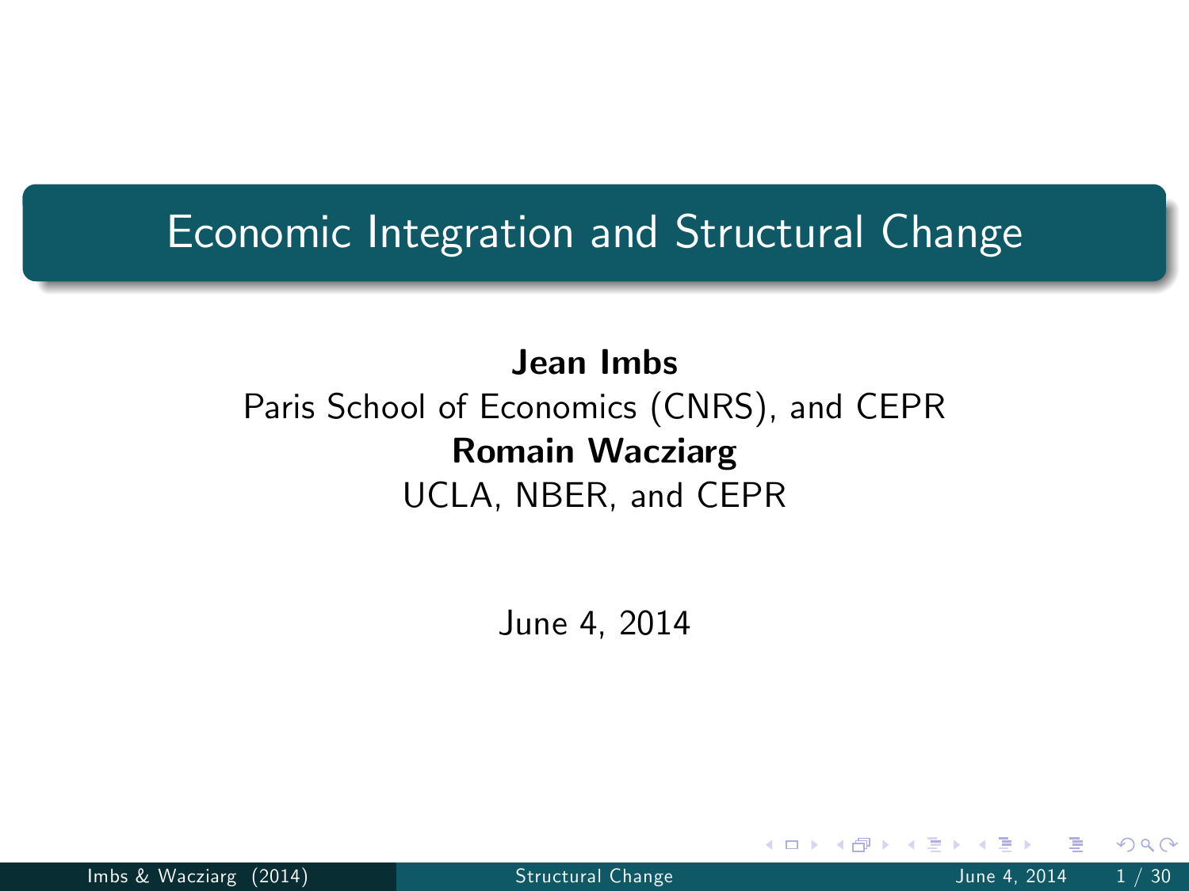# Economic Integration and Structural Change

**Jean Imbs**
Paris School of Economics (CNRS), and CEPR
**Romain Wacziarg**
UCLA, NBER, and CEPR

June 4, 2014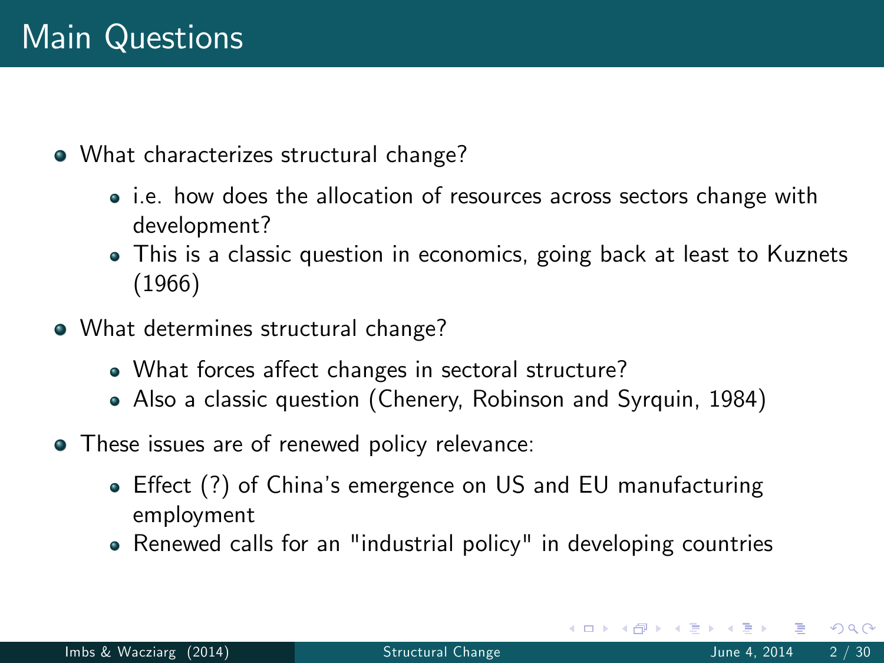# Main Questions

- What characterizes structural change?
  - i.e. how does the allocation of resources across sectors change with development?
  - This is a classic question in economics, going back at least to Kuznets (1966)
- What determines structural change?
  - What forces affect changes in sectoral structure?
  - Also a classic question (Chenery, Robinson and Syrquin, 1984)
- These issues are of renewed policy relevance:
  - Effect (?) of China's emergence on US and EU manufacturing employment
  - Renewed calls for an "industrial policy" in developing countries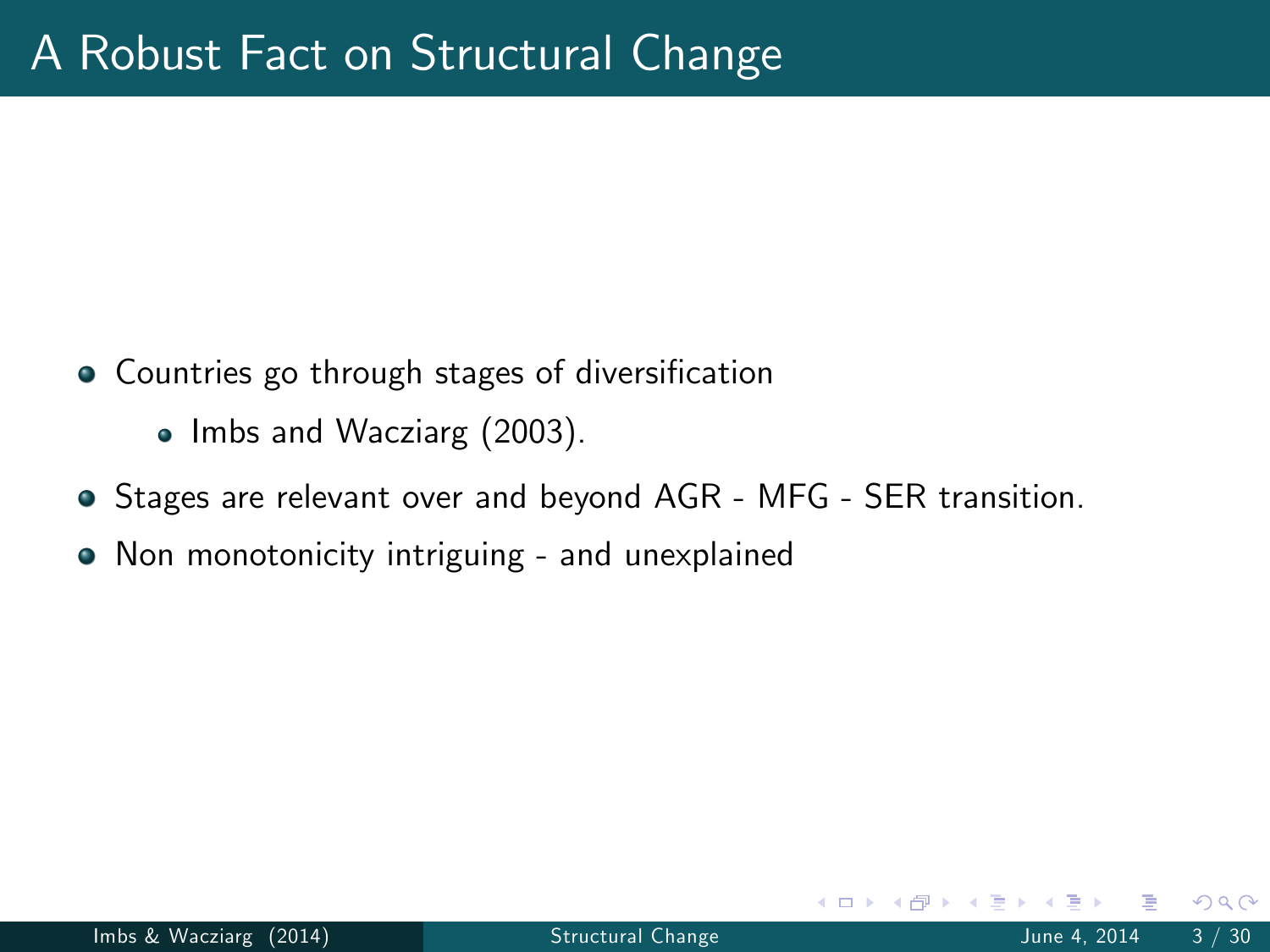# A Robust Fact on Structural Change

- Countries go through stages of diversification
  - Imbs and Wacziarg (2003).
- Stages are relevant over and beyond AGR - MFG - SER transition.
- Non monotonicity intriguing - and unexplained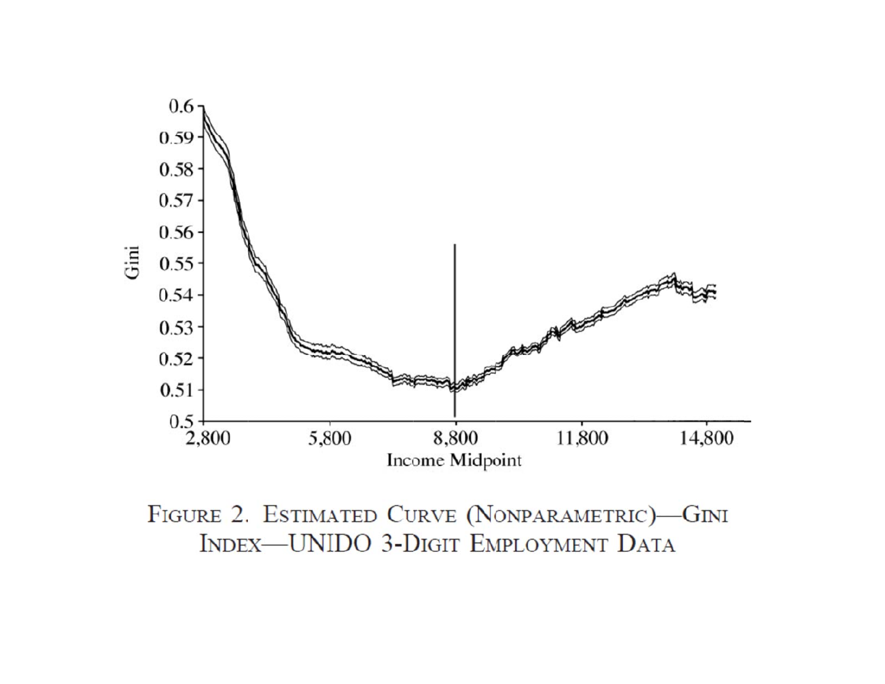Figure 2. Estimated Curve (Nonparametric)—Gini Index—UNIDO 3-Digit Employment Data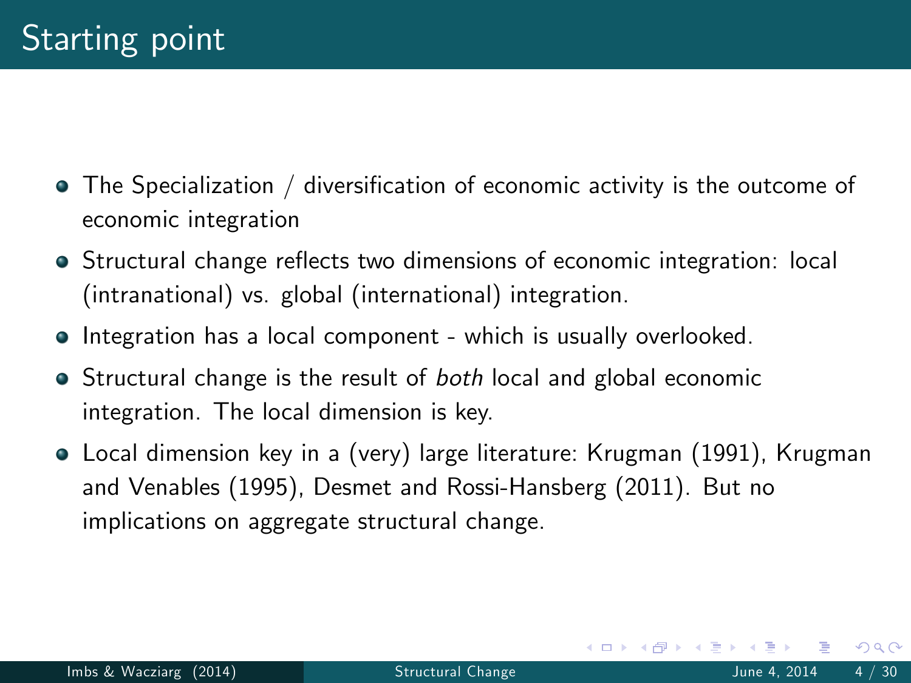# Starting point

- The Specialization / diversification of economic activity is the outcome of economic integration
- Structural change reflects two dimensions of economic integration: local (intranational) vs. global (international) integration.
- Integration has a local component - which is usually overlooked.
- Structural change is the result of *both* local and global economic integration. The local dimension is key.
- Local dimension key in a (very) large literature: Krugman (1991), Krugman and Venables (1995), Desmet and Rossi-Hansberg (2011). But no implications on aggregate structural change.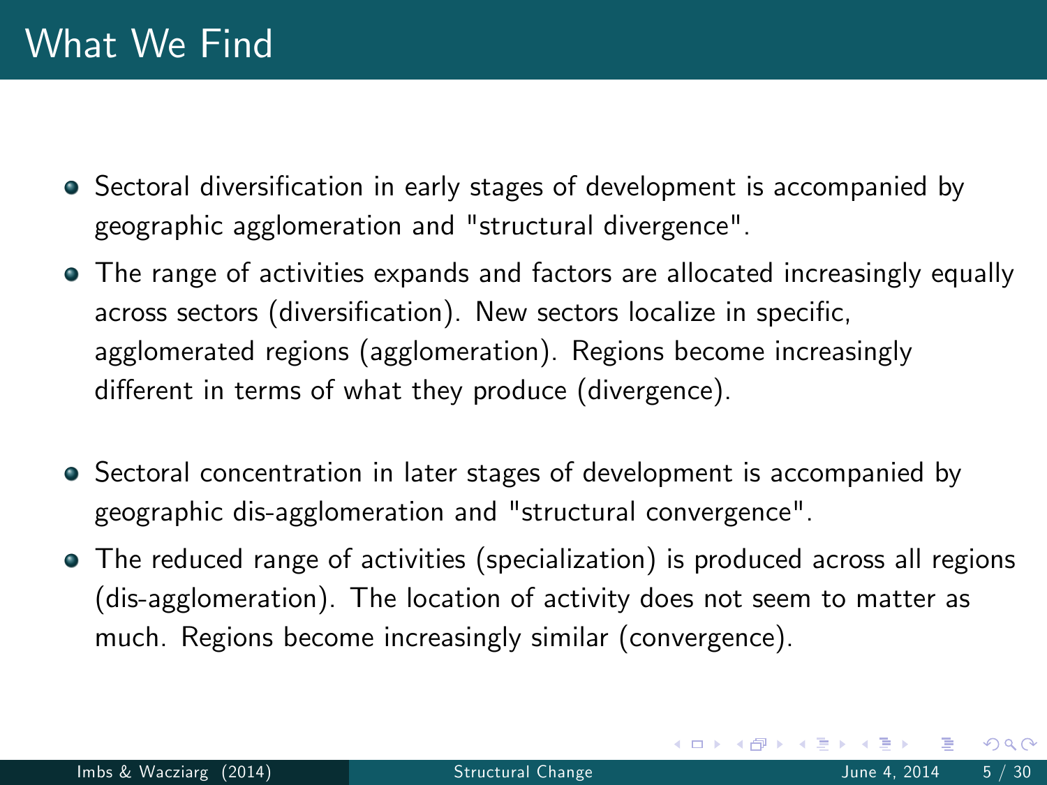# What We Find

- Sectoral diversification in early stages of development is accompanied by geographic agglomeration and "structural divergence".
- The range of activities expands and factors are allocated increasingly equally across sectors (diversification). New sectors localize in specific, agglomerated regions (agglomeration). Regions become increasingly different in terms of what they produce (divergence).
- Sectoral concentration in later stages of development is accompanied by geographic dis-agglomeration and "structural convergence".
- The reduced range of activities (specialization) is produced across all regions (dis-agglomeration). The location of activity does not seem to matter as much. Regions become increasingly similar (convergence).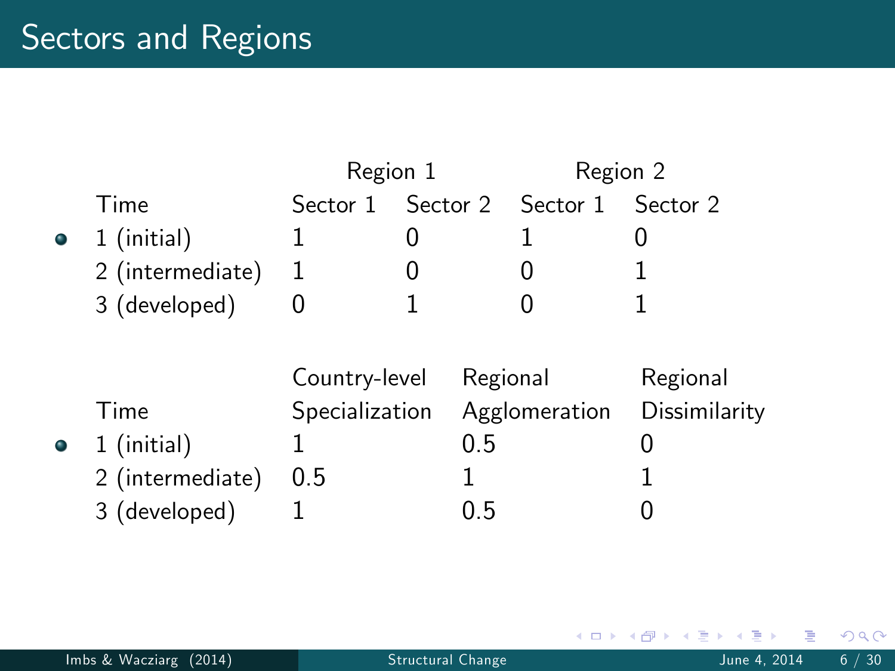# Sectors and Regions

| Time | Region 1 | | Region 2 | |
|---|---|---|---|---|
| | Sector 1 | Sector 2 | Sector 1 | Sector 2 |
| 1 (initial) | 1 | 0 | 1 | 0 |
| 2 (intermediate) | 1 | 0 | 0 | 1 |
| 3 (developed) | 0 | 1 | 0 | 1 |

| Time | Country-level Specialization | Regional Agglomeration | Regional Dissimilarity |
|---|---|---|---|
| 1 (initial) | 1 | 0.5 | 0 |
| 2 (intermediate) | 0.5 | 1 | 1 |
| 3 (developed) | 1 | 0.5 | 0 |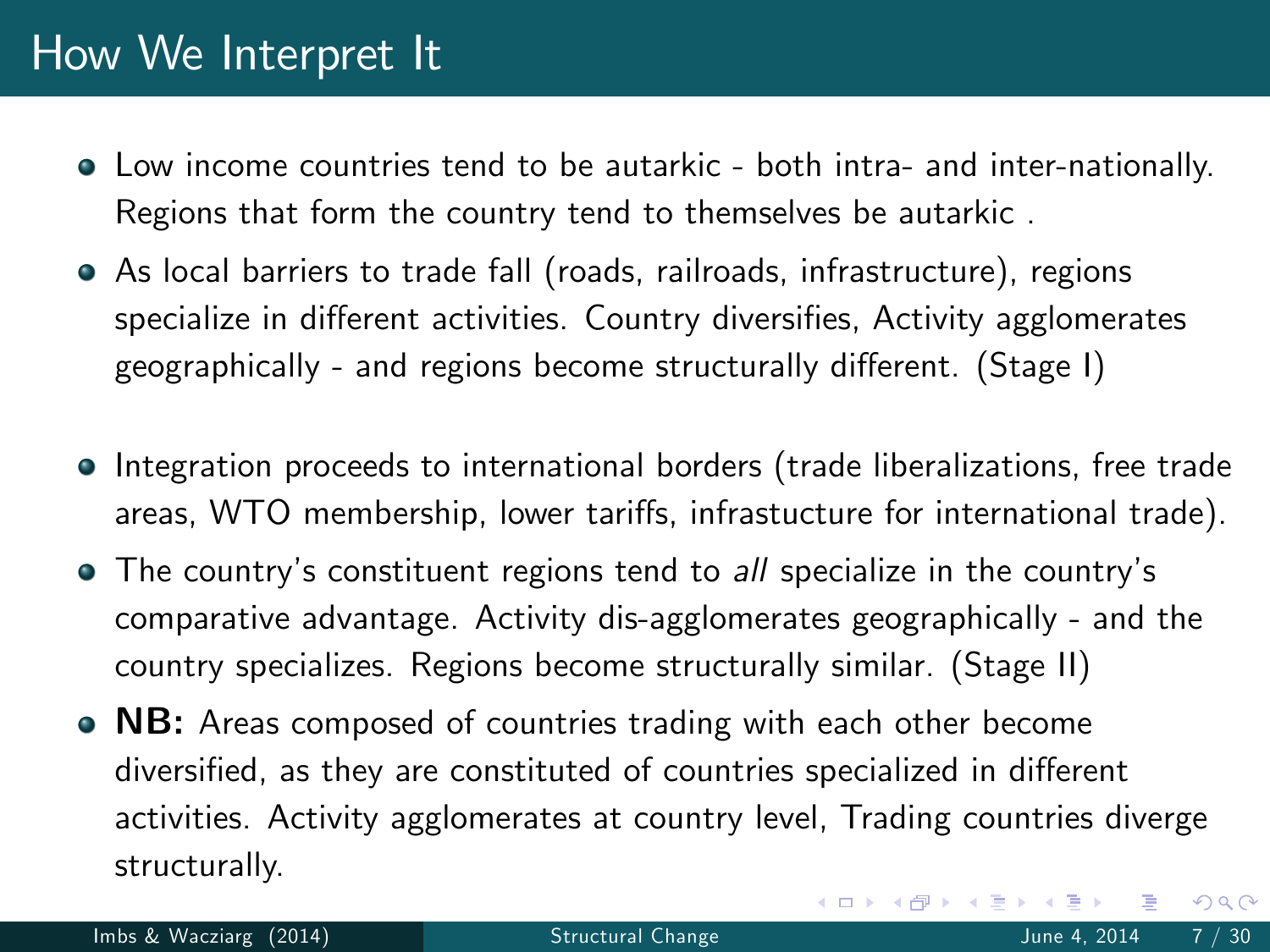# How We Interpret It

- Low income countries tend to be autarkic - both intra- and inter-nationally. Regions that form the country tend to themselves be autarkic .
- As local barriers to trade fall (roads, railroads, infrastructure), regions specialize in different activities. Country diversifies, Activity agglomerates geographically - and regions become structurally different. (Stage I)
- Integration proceeds to international borders (trade liberalizations, free trade areas, WTO membership, lower tariffs, infrastucture for international trade).
- The country's constituent regions tend to *all* specialize in the country's comparative advantage. Activity dis-agglomerates geographically - and the country specializes. Regions become structurally similar. (Stage II)
- **NB:** Areas composed of countries trading with each other become diversified, as they are constituted of countries specialized in different activities. Activity agglomerates at country level, Trading countries diverge structurally.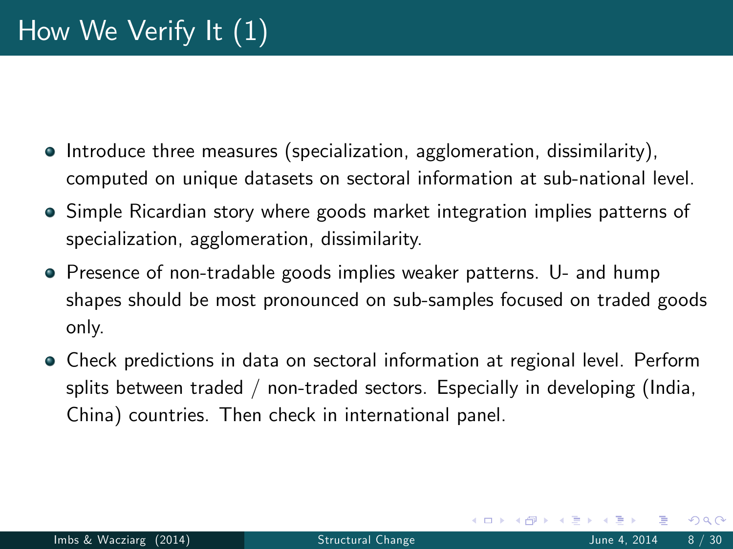# How We Verify It (1)

- Introduce three measures (specialization, agglomeration, dissimilarity), computed on unique datasets on sectoral information at sub-national level.
- Simple Ricardian story where goods market integration implies patterns of specialization, agglomeration, dissimilarity.
- Presence of non-tradable goods implies weaker patterns. U- and hump shapes should be most pronounced on sub-samples focused on traded goods only.
- Check predictions in data on sectoral information at regional level. Perform splits between traded / non-traded sectors. Especially in developing (India, China) countries. Then check in international panel.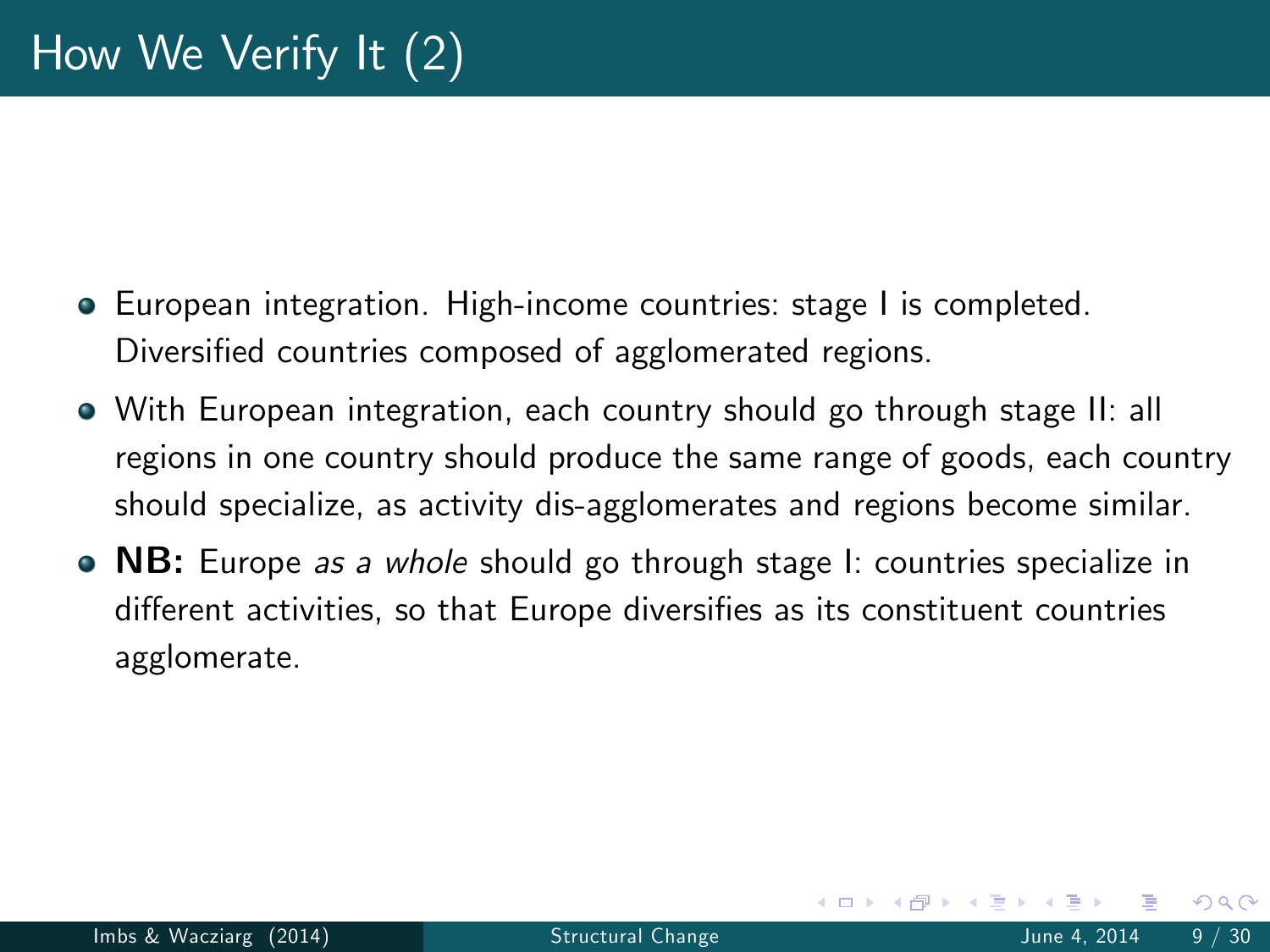# How We Verify It (2)

- European integration. High-income countries: stage I is completed. Diversified countries composed of agglomerated regions.
- With European integration, each country should go through stage II: all regions in one country should produce the same range of goods, each country should specialize, as activity dis-agglomerates and regions become similar.
- **NB:** Europe *as a whole* should go through stage I: countries specialize in different activities, so that Europe diversifies as its constituent countries agglomerate.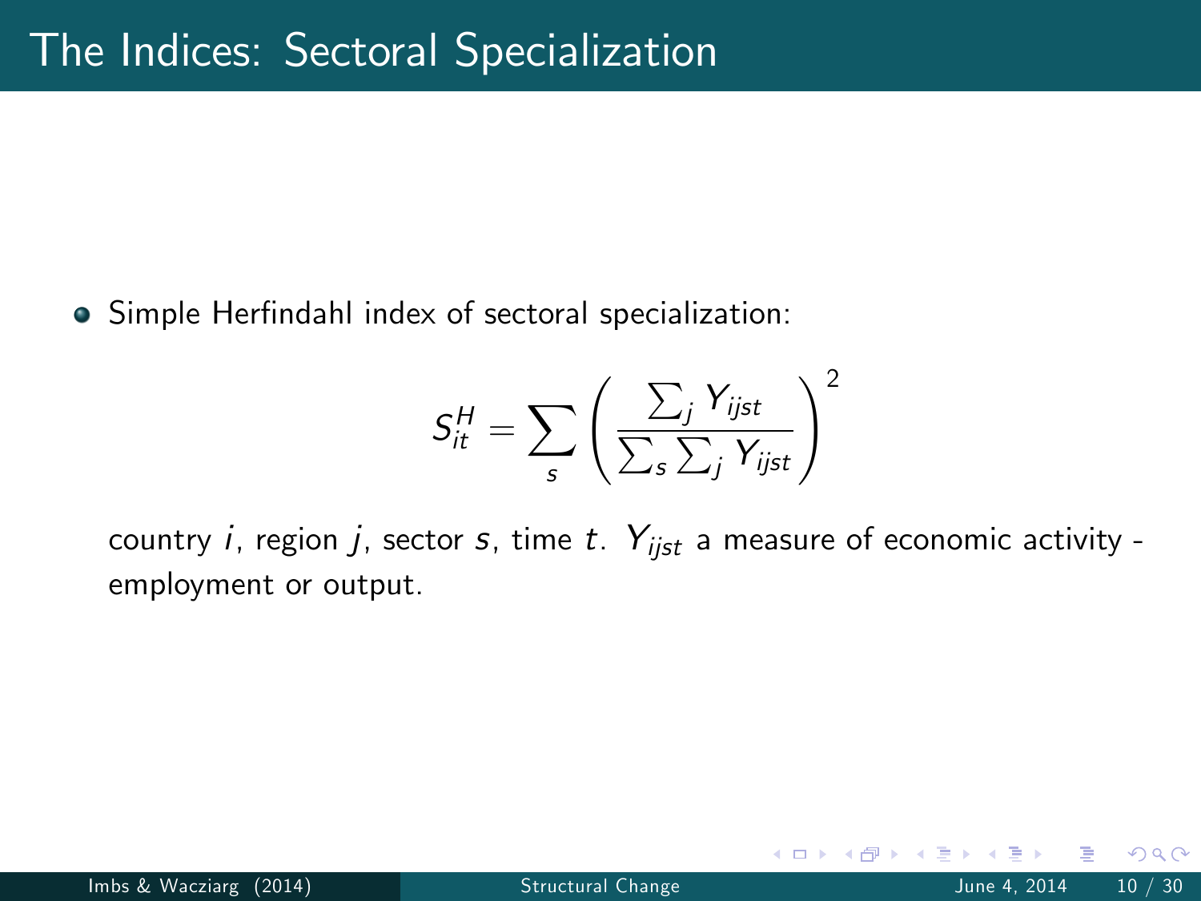# The Indices: Sectoral Specialization

- Simple Herfindahl index of sectoral specialization:

$$S_{it}^{H} = \sum_{s} \left( \frac{\sum_j Y_{ijst}}{\sum_s \sum_j Y_{ijst}} \right)^2$$

country $i$, region $j$, sector $s$, time $t$. $Y_{ijst}$ a measure of economic activity - employment or output.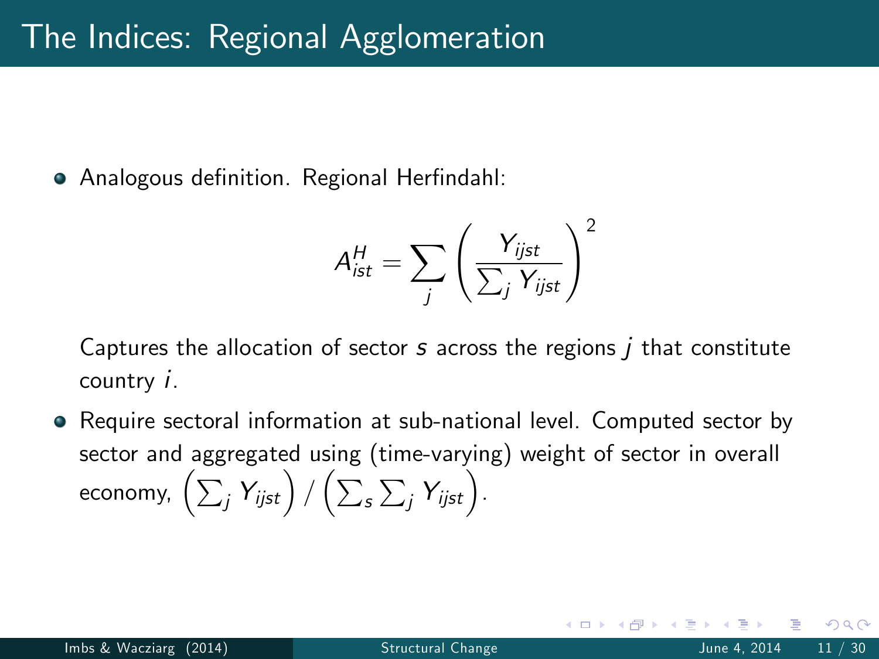# The Indices: Regional Agglomeration

- Analogous definition. Regional Herfindahl:

$$A_{ist}^{H} = \sum_{j} \left( \frac{Y_{ijst}}{\sum_j Y_{ijst}} \right)^2$$

  Captures the allocation of sector $s$ across the regions $j$ that constitute country $i$.

- Require sectoral information at sub-national level. Computed sector by sector and aggregated using (time-varying) weight of sector in overall economy, $\left(\sum_j Y_{ijst}\right) / \left(\sum_s \sum_j Y_{ijst}\right)$.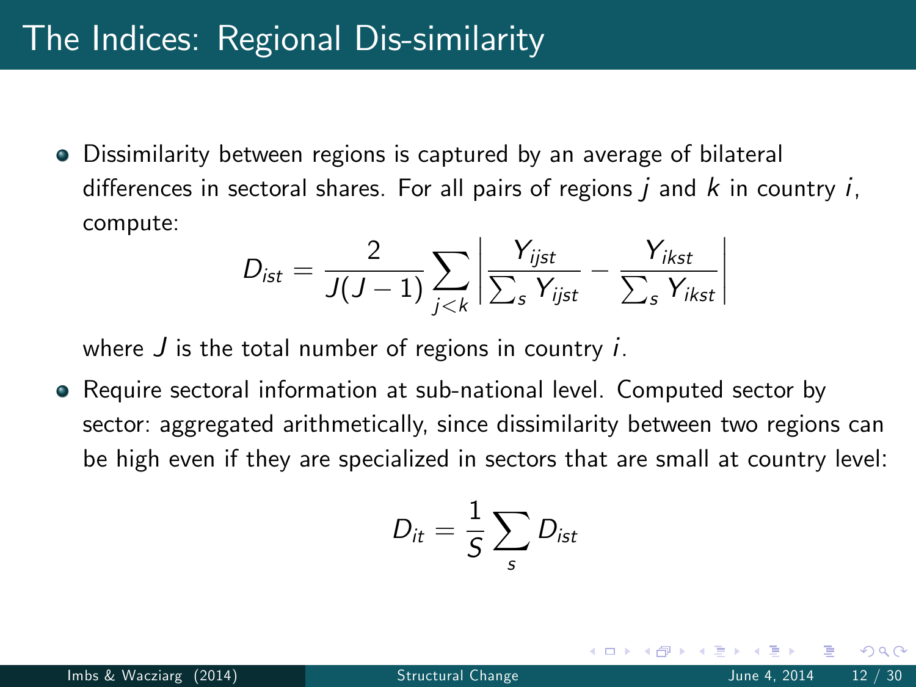# The Indices: Regional Dis-similarity

- Dissimilarity between regions is captured by an average of bilateral differences in sectoral shares. For all pairs of regions $j$ and $k$ in country $i$, compute:

$$D_{ist} = \frac{2}{J(J-1)} \sum_{j<k} \left| \frac{Y_{ijst}}{\sum_s Y_{ijst}} - \frac{Y_{ikst}}{\sum_s Y_{ikst}} \right|$$

  where $J$ is the total number of regions in country $i$.

- Require sectoral information at sub-national level. Computed sector by sector: aggregated arithmetically, since dissimilarity between two regions can be high even if they are specialized in sectors that are small at country level:

$$D_{it} = \frac{1}{S} \sum_{s} D_{ist}$$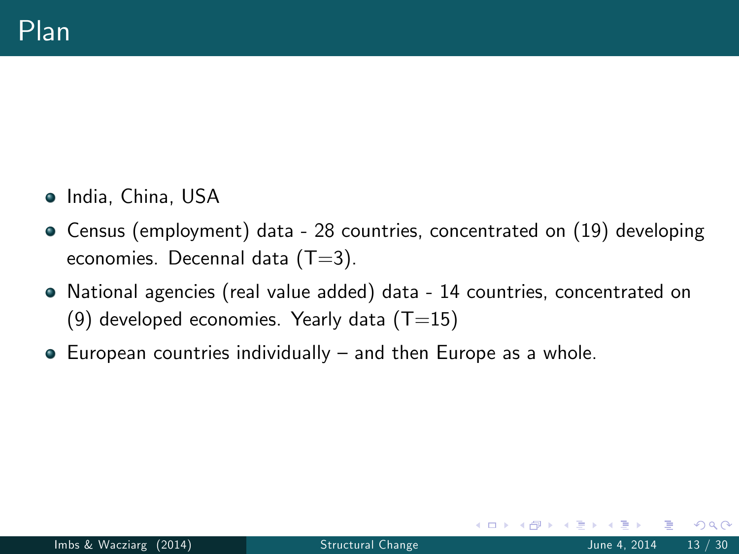# Plan

- India, China, USA
- Census (employment) data - 28 countries, concentrated on (19) developing economies. Decennal data (T=3).
- National agencies (real value added) data - 14 countries, concentrated on (9) developed economies. Yearly data (T=15)
- European countries individually – and then Europe as a whole.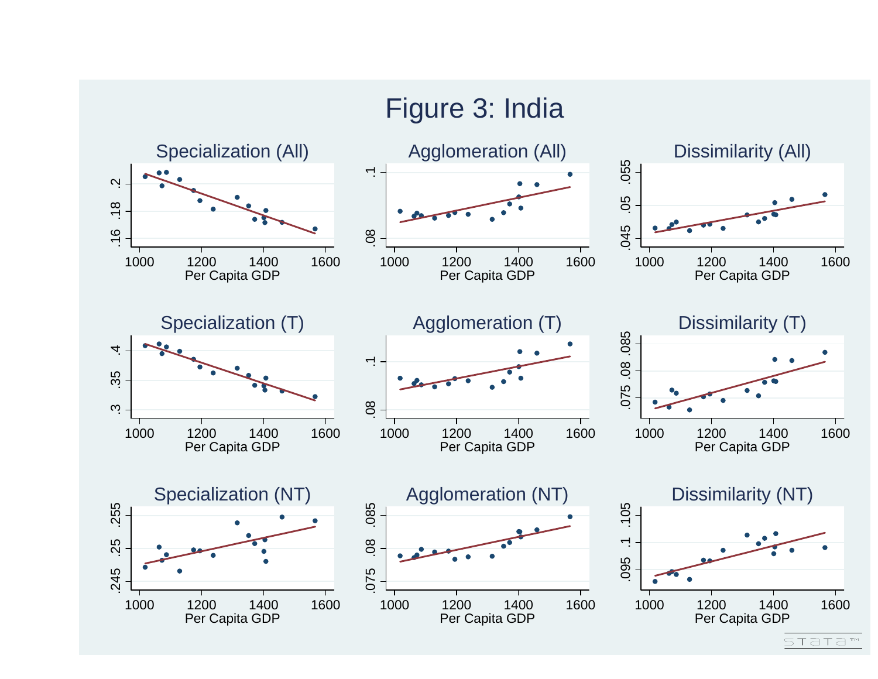# Figure 3: India

| Specialization (All) | Agglomeration (All) | Dissimilarity (All) |
|---|---|---|
| Specialization (T) | Agglomeration (T) | Dissimilarity (T) |
| Specialization (NT) | Agglomeration (NT) | Dissimilarity (NT) |

Per Capita GDP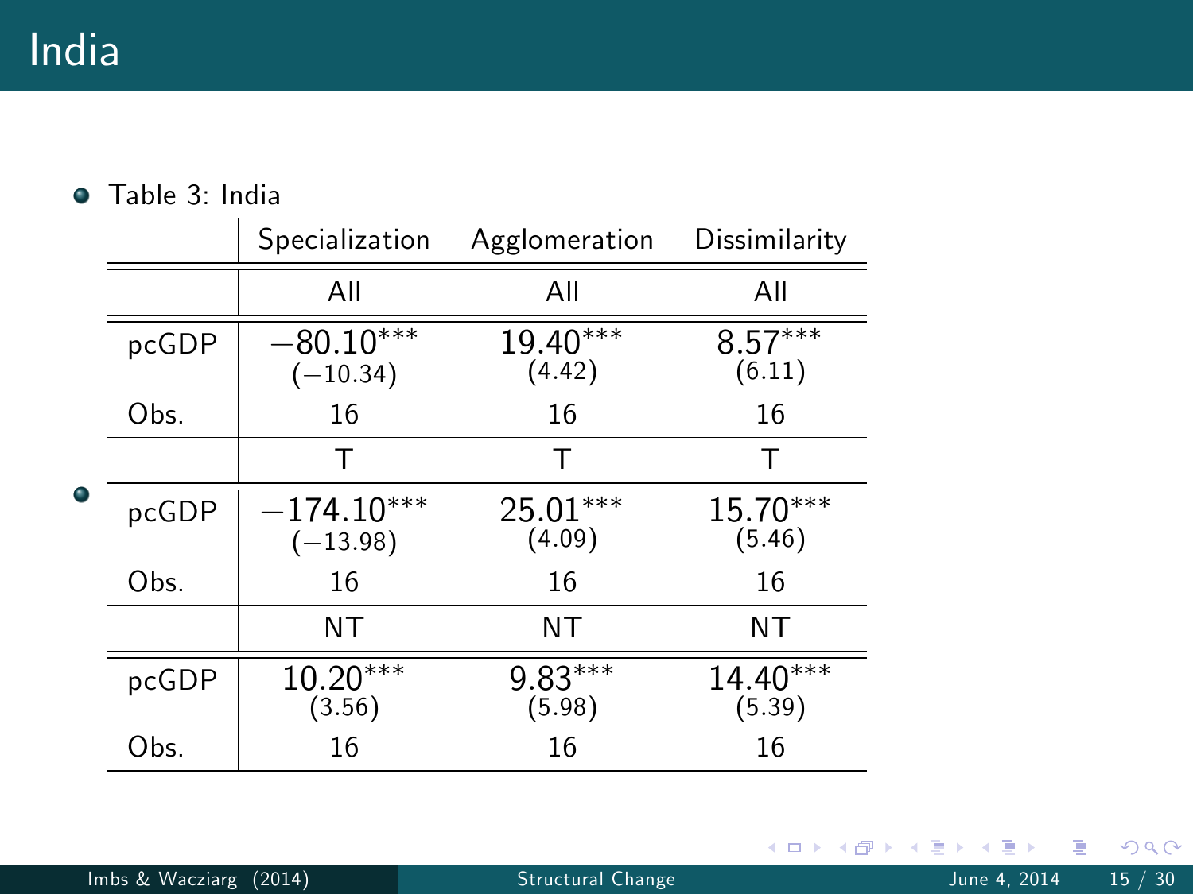# India

- Table 3: India

| | Specialization | Agglomeration | Dissimilarity |
|---|---|---|---|
| | All | All | All |
| pcGDP | $-80.10^{***}$ | $19.40^{***}$ | $8.57^{***}$ |
| | $(-10.34)$ | $(4.42)$ | $(6.11)$ |
| Obs. | 16 | 16 | 16 |
| | T | T | T |
| pcGDP | $-174.10^{***}$ | $25.01^{***}$ | $15.70^{***}$ |
| | $(-13.98)$ | $(4.09)$ | $(5.46)$ |
| Obs. | 16 | 16 | 16 |
| | NT | NT | NT |
| pcGDP | $10.20^{***}$ | $9.83^{***}$ | $14.40^{***}$ |
| | $(3.56)$ | $(5.98)$ | $(5.39)$ |
| Obs. | 16 | 16 | 16 |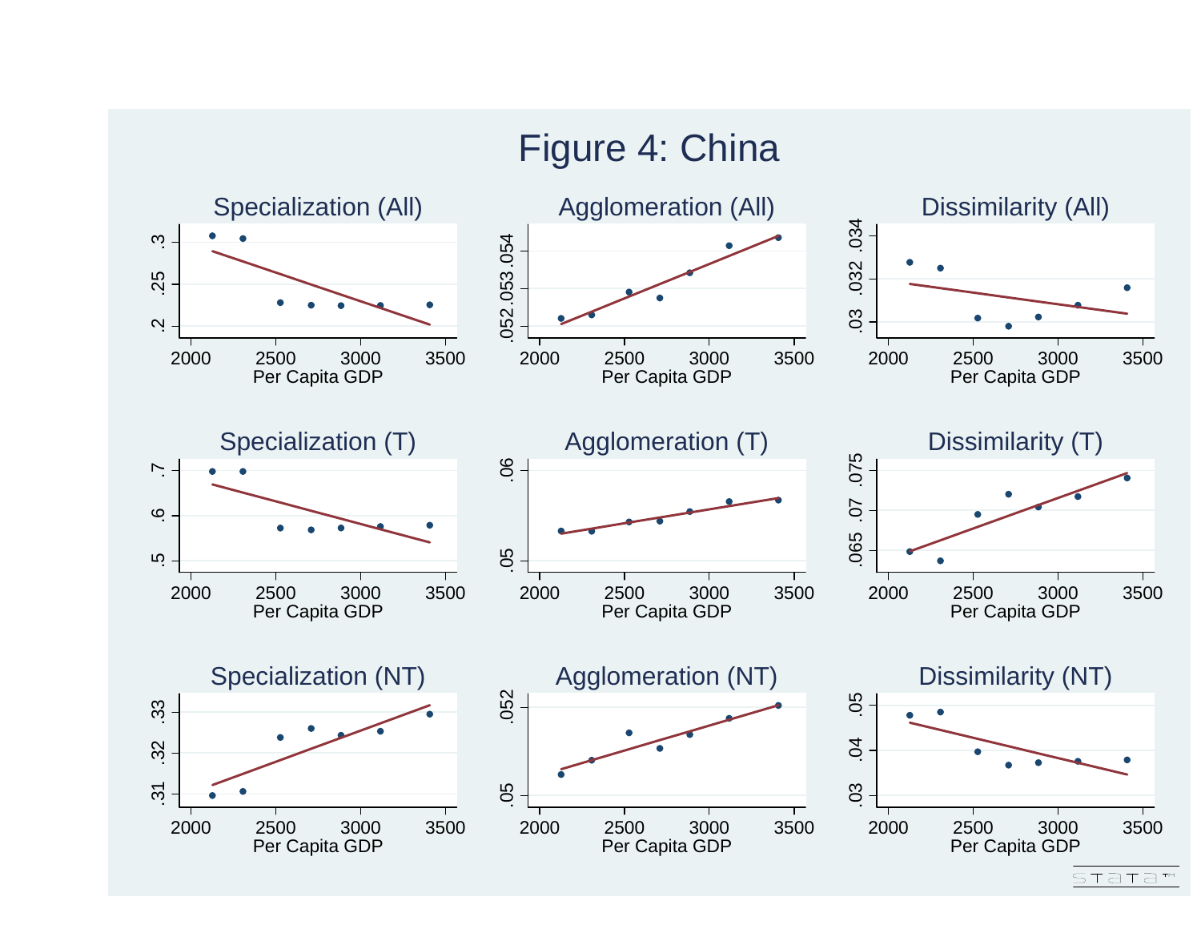# Figure 4: China

Specialization (All)

Agglomeration (All)

Dissimilarity (All)

Specialization (T)

Agglomeration (T)

Dissimilarity (T)

Specialization (NT)

Agglomeration (NT)

Dissimilarity (NT)

Per Capita GDP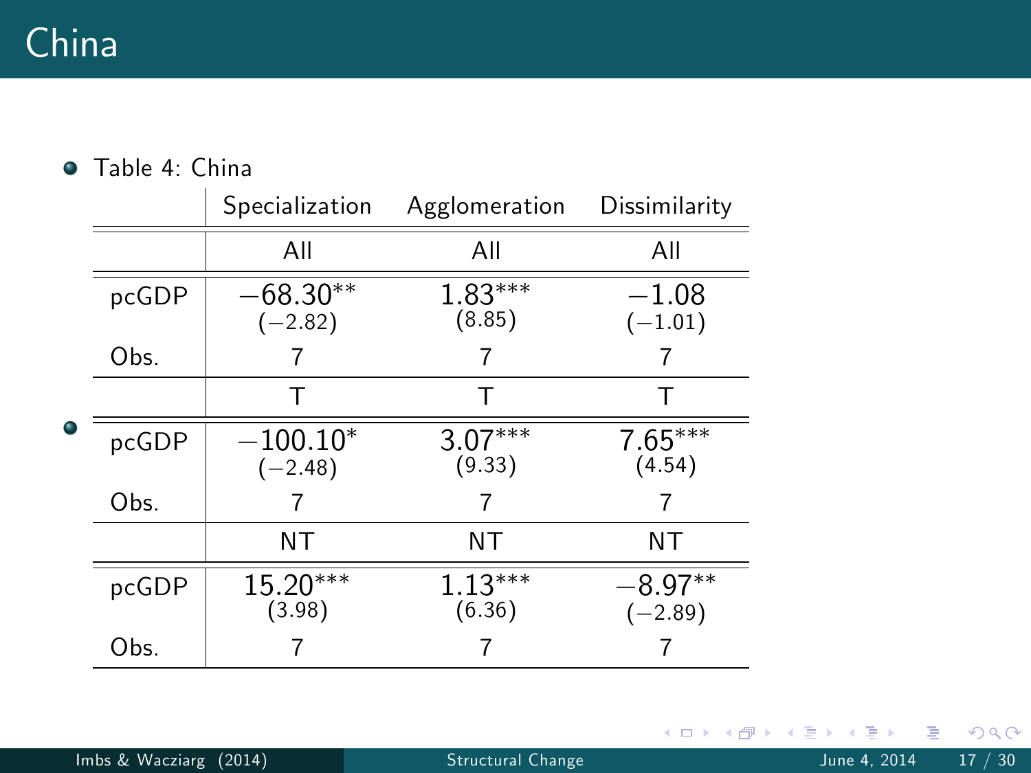# China

- Table 4: China

| | Specialization | Agglomeration | Dissimilarity |
|---|---|---|---|
| | All | All | All |
| pcGDP | $-68.30^{**}$ | $1.83^{***}$ | $-1.08$ |
| | $(-2.82)$ | $(8.85)$ | $(-1.01)$ |
| Obs. | 7 | 7 | 7 |
| | T | T | T |
| pcGDP | $-100.10^{*}$ | $3.07^{***}$ | $7.65^{***}$ |
| | $(-2.48)$ | $(9.33)$ | $(4.54)$ |
| Obs. | 7 | 7 | 7 |
| | NT | NT | NT |
| pcGDP | $15.20^{***}$ | $1.13^{***}$ | $-8.97^{**}$ |
| | $(3.98)$ | $(6.36)$ | $(-2.89)$ |
| Obs. | 7 | 7 | 7 |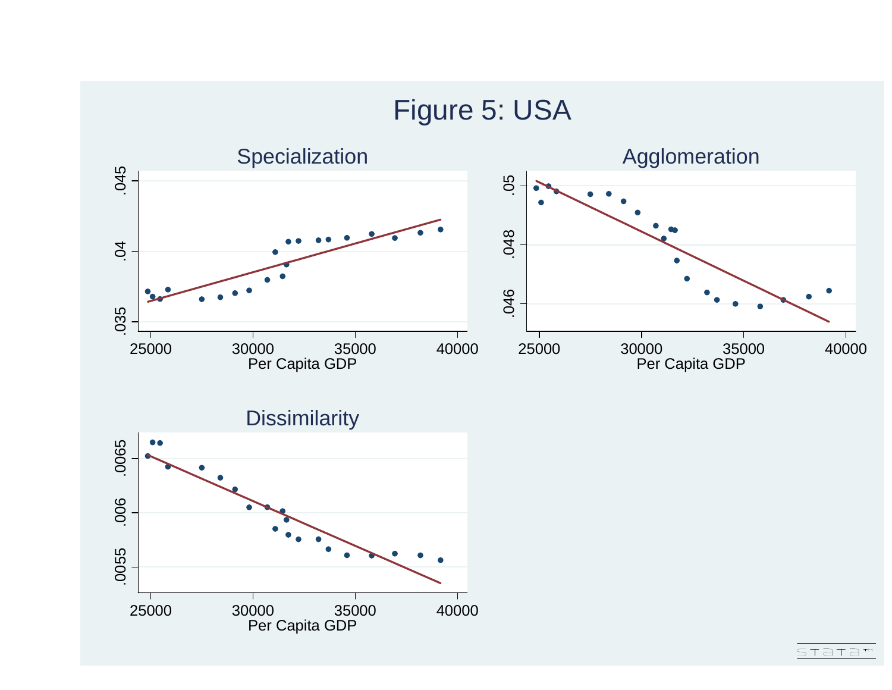# Figure 5: USA

## Specialization

## Agglomeration

## Dissimilarity

Per Capita GDP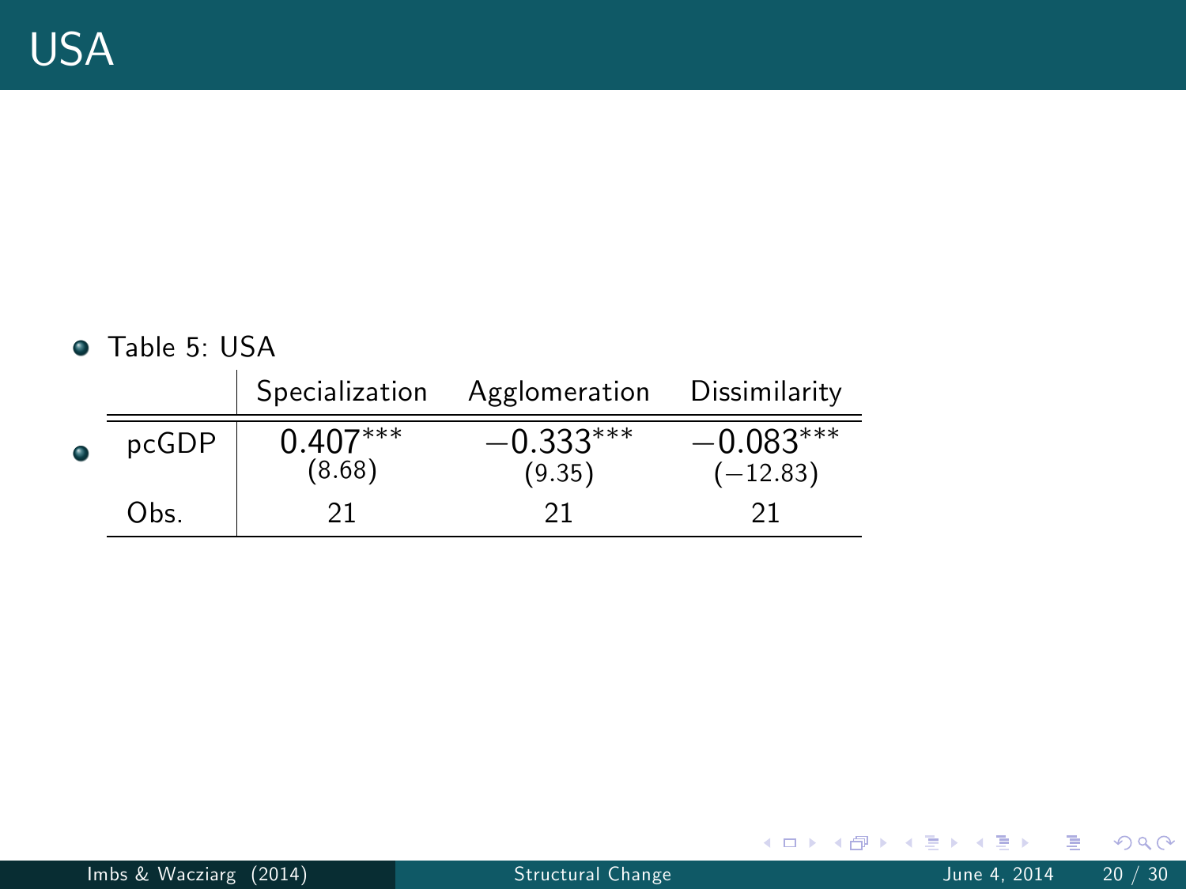# USA

- Table 5: USA

| | Specialization | Agglomeration | Dissimilarity |
|---|---|---|---|
| pcGDP | $0.407^{***}$ (8.68) | $-0.333^{***}$ (9.35) | $-0.083^{***}$ ($-12.83$) |
| Obs. | 21 | 21 | 21 |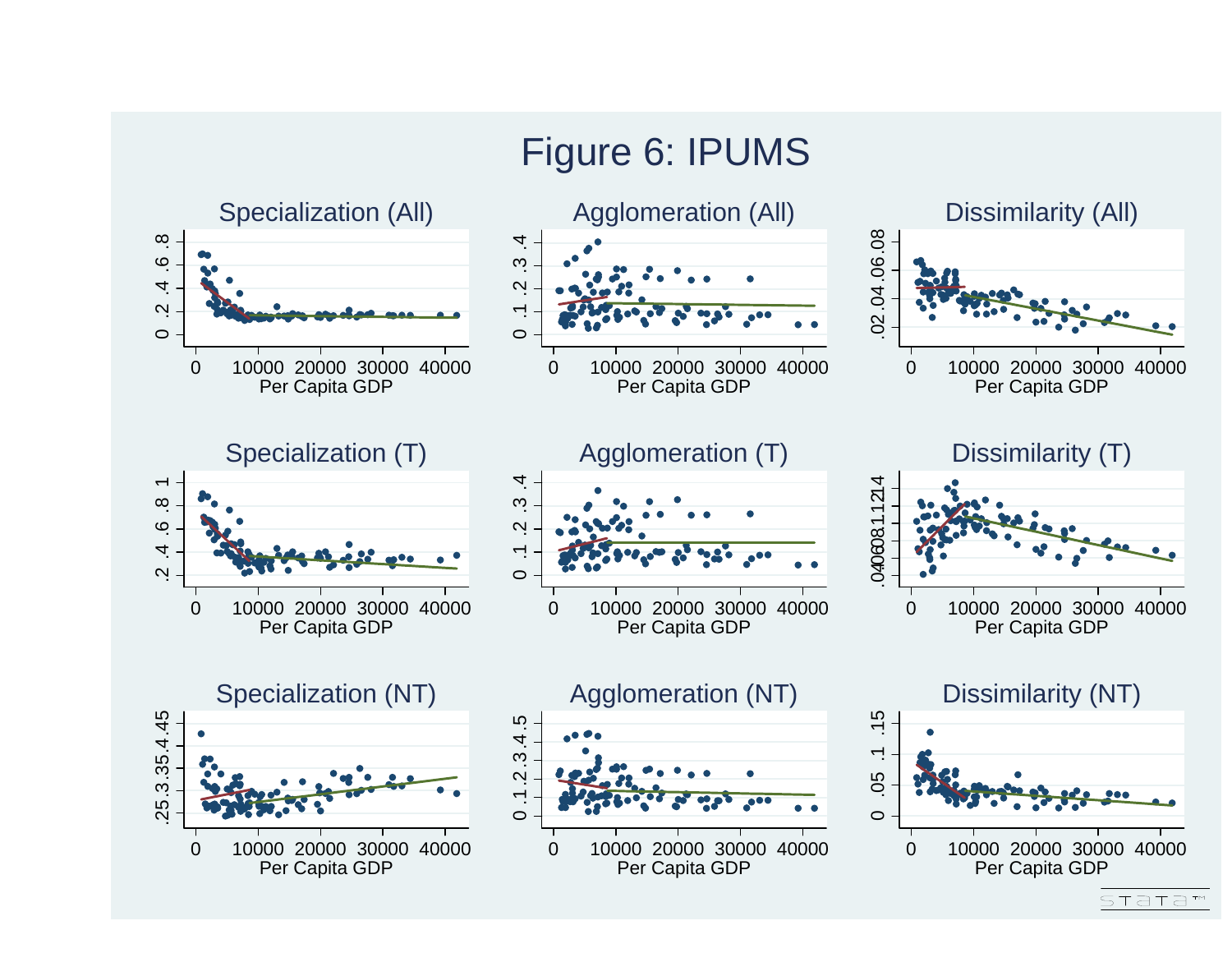# Figure 6: IPUMS

Specialization (All)

Agglomeration (All)

Dissimilarity (All)

Specialization (T)

Agglomeration (T)

Dissimilarity (T)

Specialization (NT)

Agglomeration (NT)

Dissimilarity (NT)

Per Capita GDP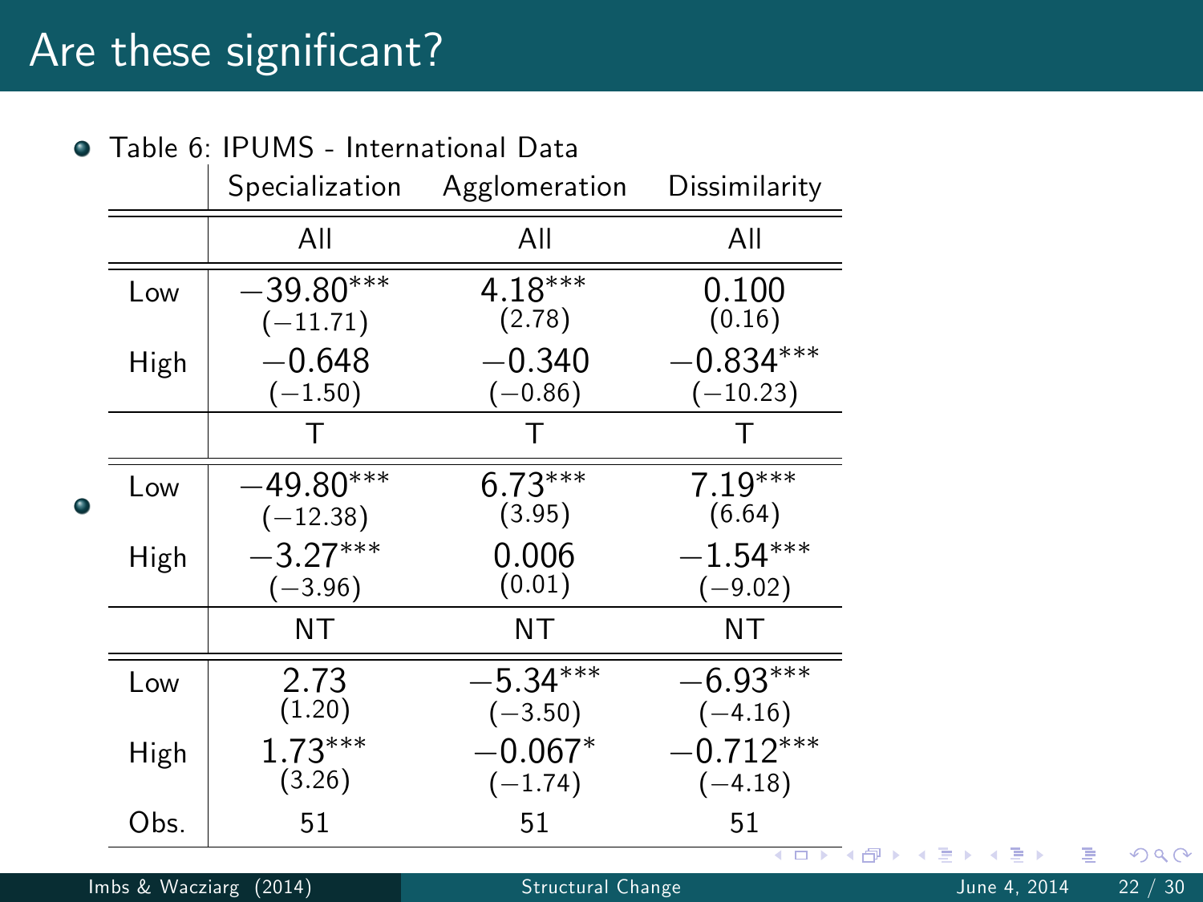# Are these significant?

- Table 6: IPUMS - International Data

| | Specialization | Agglomeration | Dissimilarity |
|---|---|---|---|
| | All | All | All |
| Low | $-39.80^{***}$ | $4.18^{***}$ | 0.100 |
| | $(-11.71)$ | $(2.78)$ | $(0.16)$ |
| High | $-0.648$ | $-0.340$ | $-0.834^{***}$ |
| | $(-1.50)$ | $(-0.86)$ | $(-10.23)$ |
| | T | T | T |
| Low | $-49.80^{***}$ | $6.73^{***}$ | $7.19^{***}$ |
| | $(-12.38)$ | $(3.95)$ | $(6.64)$ |
| High | $-3.27^{***}$ | 0.006 | $-1.54^{***}$ |
| | $(-3.96)$ | $(0.01)$ | $(-9.02)$ |
| | NT | NT | NT |
| Low | 2.73 | $-5.34^{***}$ | $-6.93^{***}$ |
| | $(1.20)$ | $(-3.50)$ | $(-4.16)$ |
| High | $1.73^{***}$ | $-0.067^{*}$ | $-0.712^{***}$ |
| | $(3.26)$ | $(-1.74)$ | $(-4.18)$ |
| Obs. | 51 | 51 | 51 |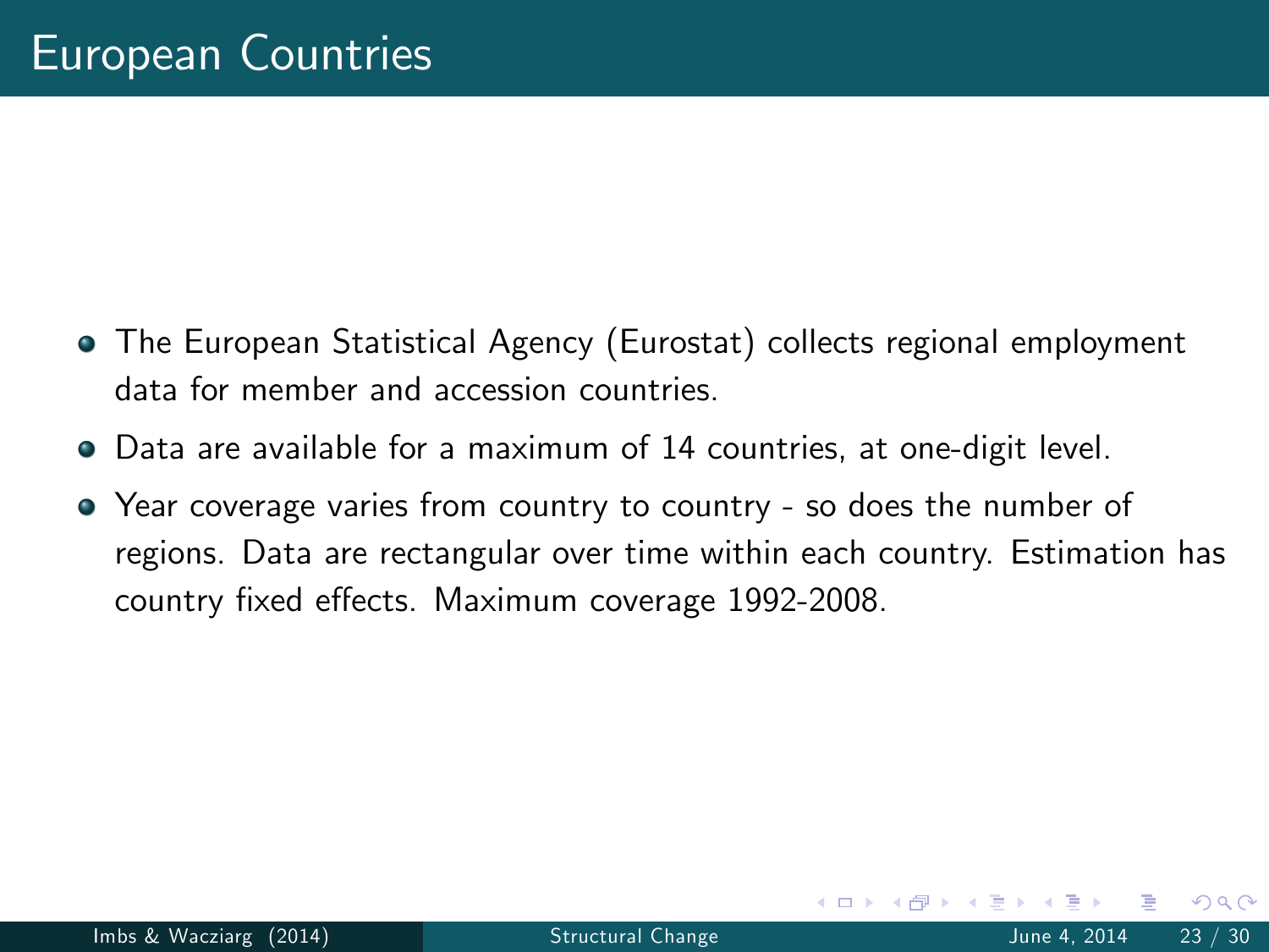# European Countries

- The European Statistical Agency (Eurostat) collects regional employment data for member and accession countries.
- Data are available for a maximum of 14 countries, at one-digit level.
- Year coverage varies from country to country - so does the number of regions. Data are rectangular over time within each country. Estimation has country fixed effects. Maximum coverage 1992-2008.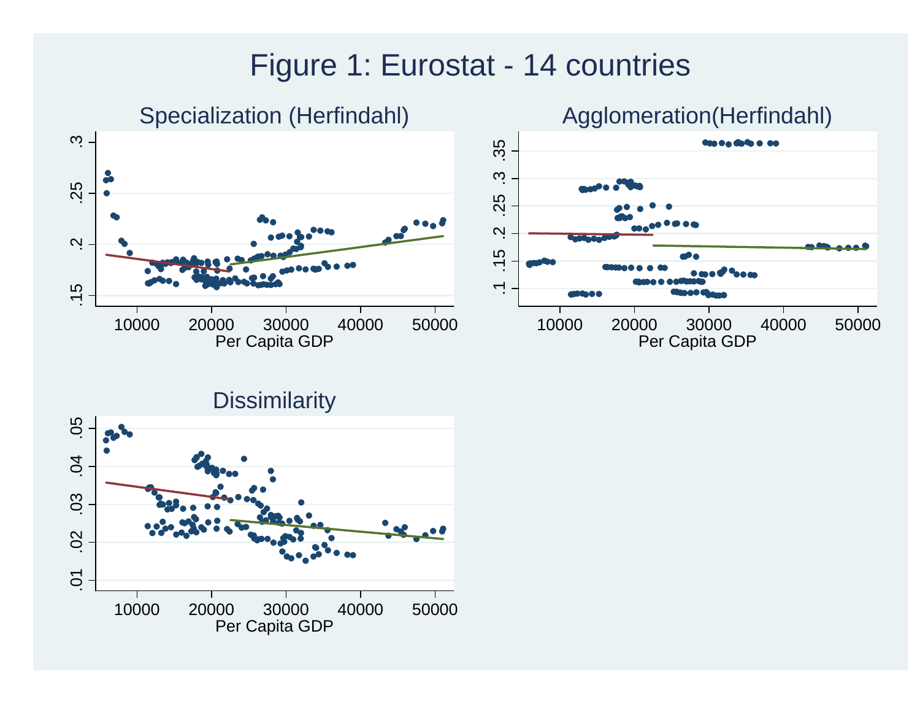# Figure 1: Eurostat - 14 countries

Specialization (Herfindahl)

Agglomeration(Herfindahl)

Dissimilarity

Per Capita GDP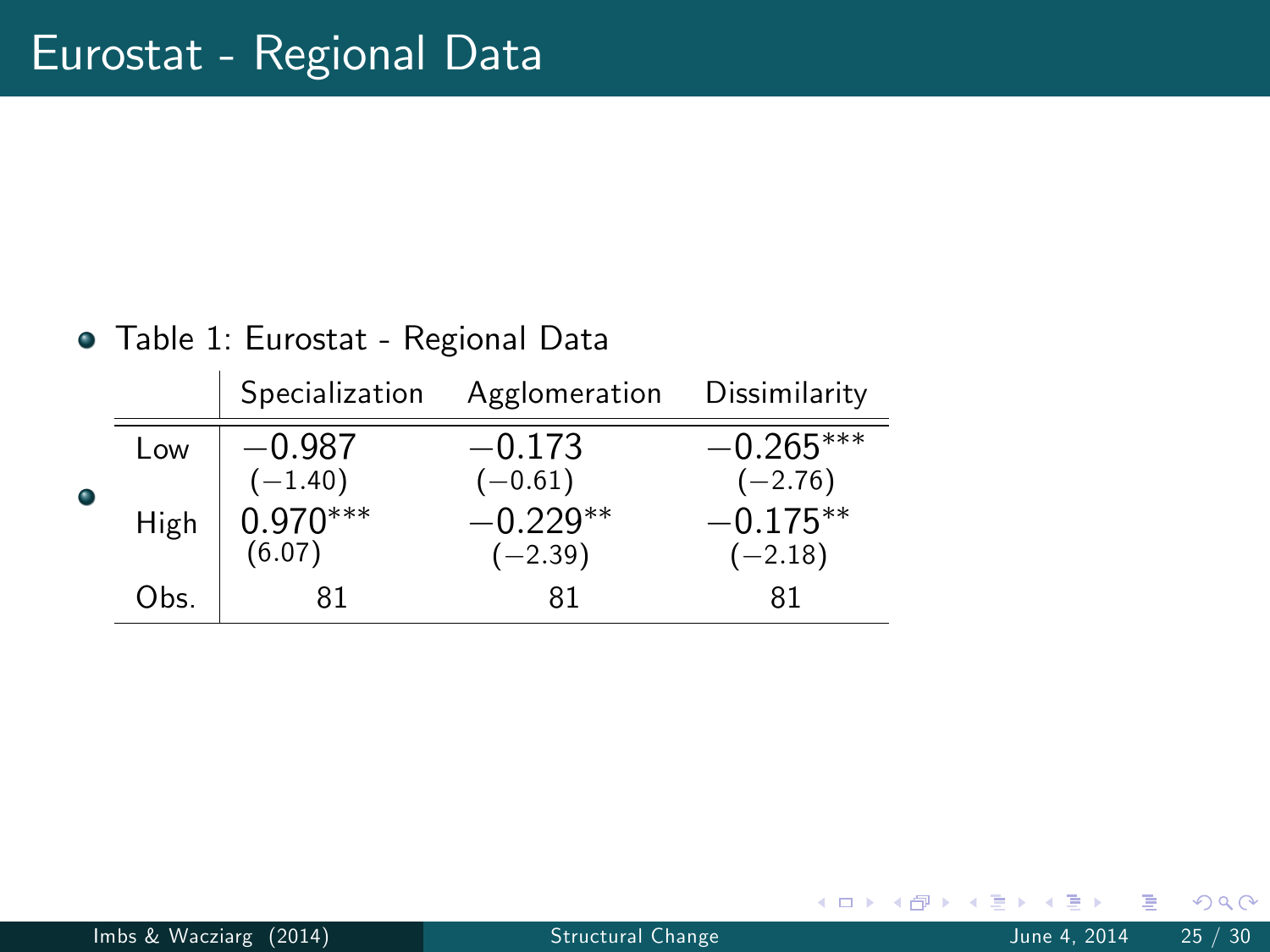# Eurostat - Regional Data

- Table 1: Eurostat - Regional Data

| | Specialization | Agglomeration | Dissimilarity |
|---|---|---|---|
| Low | $-0.987$ | $-0.173$ | $-0.265^{***}$ |
| | $(-1.40)$ | $(-0.61)$ | $(-2.76)$ |
| High | $0.970^{***}$ | $-0.229^{**}$ | $-0.175^{**}$ |
| | $(6.07)$ | $(-2.39)$ | $(-2.18)$ |
| Obs. | 81 | 81 | 81 |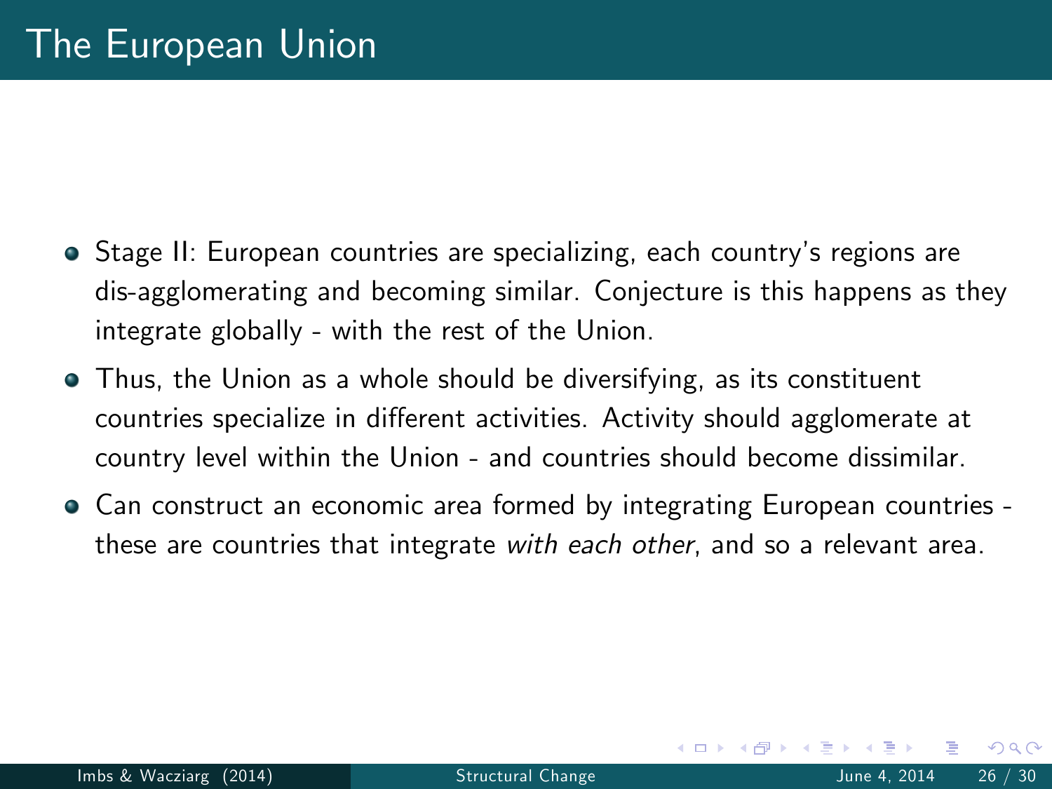# The European Union

- Stage II: European countries are specializing, each country's regions are dis-agglomerating and becoming similar. Conjecture is this happens as they integrate globally - with the rest of the Union.
- Thus, the Union as a whole should be diversifying, as its constituent countries specialize in different activities. Activity should agglomerate at country level within the Union - and countries should become dissimilar.
- Can construct an economic area formed by integrating European countries - these are countries that integrate *with each other*, and so a relevant area.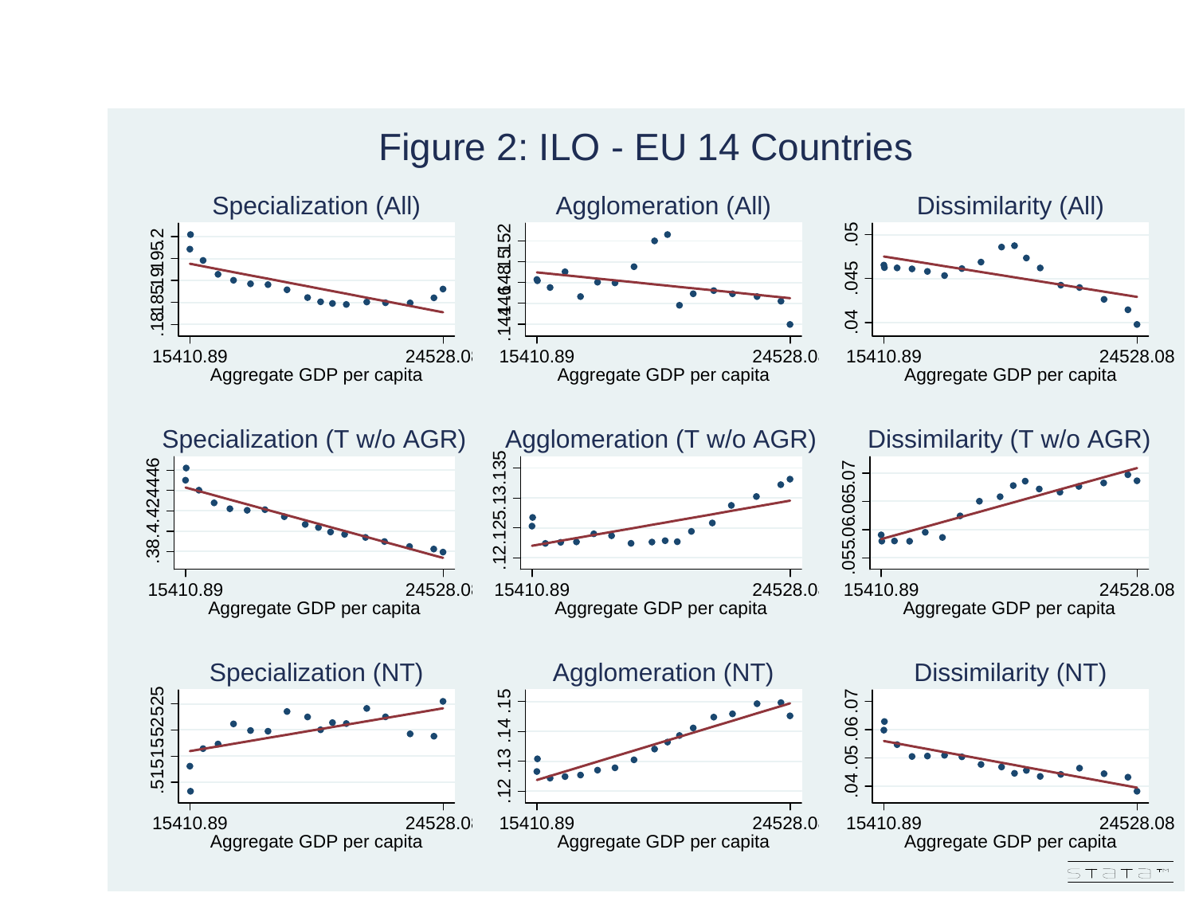# Figure 2: ILO - EU 14 Countries

Specialization (All) | Agglomeration (All) | Dissimilarity (All)

Specialization (T w/o AGR) | Agglomeration (T w/o AGR) | Dissimilarity (T w/o AGR)

Specialization (NT) | Agglomeration (NT) | Dissimilarity (NT)

Aggregate GDP per capita (15410.89 – 24528.08)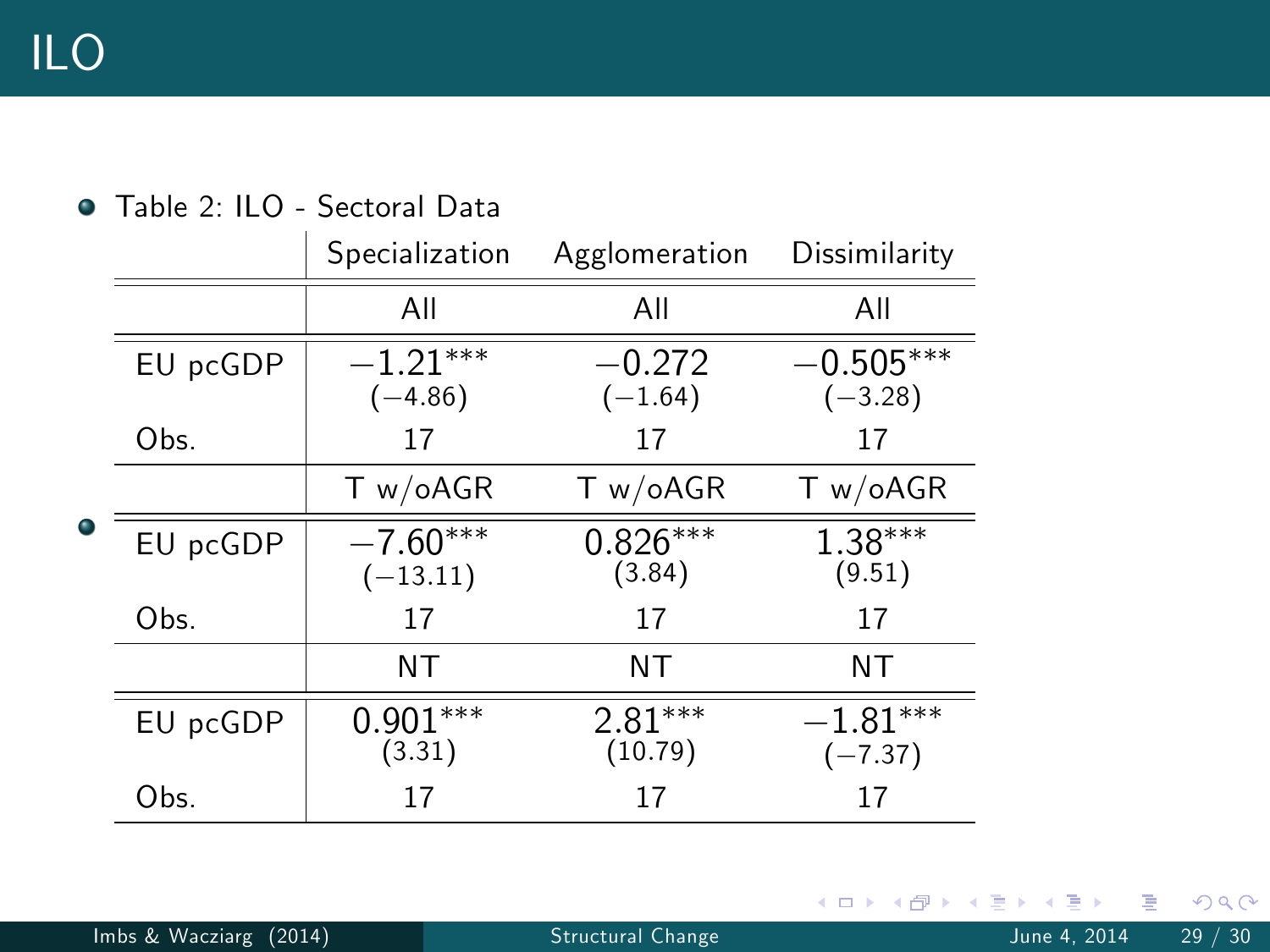# ILO

- Table 2: ILO - Sectoral Data

| | Specialization | Agglomeration | Dissimilarity |
|---|---|---|---|
| | All | All | All |
| EU pcGDP | $-1.21^{***}$ | $-0.272$ | $-0.505^{***}$ |
| | $(-4.86)$ | $(-1.64)$ | $(-3.28)$ |
| Obs. | 17 | 17 | 17 |
| | T w/oAGR | T w/oAGR | T w/oAGR |
| EU pcGDP | $-7.60^{***}$ | $0.826^{***}$ | $1.38^{***}$ |
| | $(-13.11)$ | $(3.84)$ | $(9.51)$ |
| Obs. | 17 | 17 | 17 |
| | NT | NT | NT |
| EU pcGDP | $0.901^{***}$ | $2.81^{***}$ | $-1.81^{***}$ |
| | $(3.31)$ | $(10.79)$ | $(-7.37)$ |
| Obs. | 17 | 17 | 17 |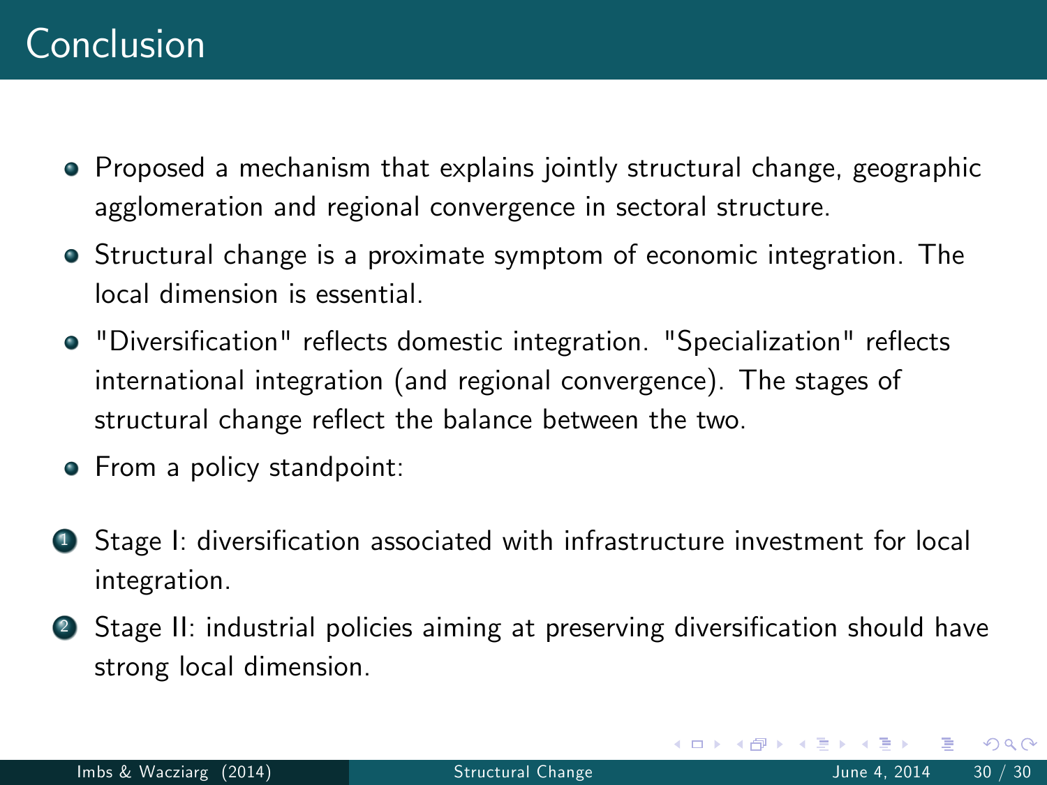# Conclusion

- Proposed a mechanism that explains jointly structural change, geographic agglomeration and regional convergence in sectoral structure.
- Structural change is a proximate symptom of economic integration. The local dimension is essential.
- "Diversification" reflects domestic integration. "Specialization" reflects international integration (and regional convergence). The stages of structural change reflect the balance between the two.
- From a policy standpoint:

1. Stage I: diversification associated with infrastructure investment for local integration.
2. Stage II: industrial policies aiming at preserving diversification should have strong local dimension.